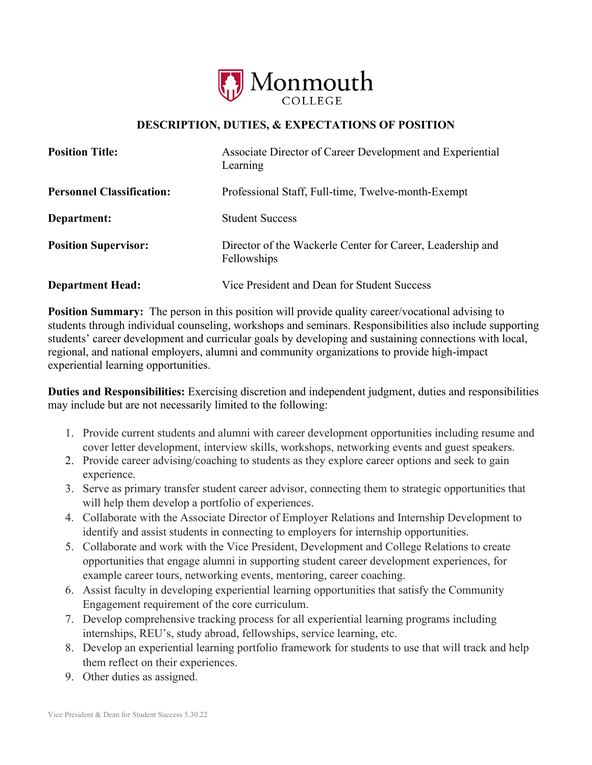Monmouth College

## DESCRIPTION, DUTIES, & EXPECTATIONS OF POSITION

| | |
|---|---|
| **Position Title:** | Associate Director of Career Development and Experiential Learning |
| **Personnel Classification:** | Professional Staff, Full-time, Twelve-month-Exempt |
| **Department:** | Student Success |
| **Position Supervisor:** | Director of the Wackerle Center for Career, Leadership and Fellowships |
| **Department Head:** | Vice President and Dean for Student Success |

**Position Summary:** The person in this position will provide quality career/vocational advising to students through individual counseling, workshops and seminars. Responsibilities also include supporting students' career development and curricular goals by developing and sustaining connections with local, regional, and national employers, alumni and community organizations to provide high-impact experiential learning opportunities.

**Duties and Responsibilities:** Exercising discretion and independent judgment, duties and responsibilities may include but are not necessarily limited to the following:

1. Provide current students and alumni with career development opportunities including resume and cover letter development, interview skills, workshops, networking events and guest speakers.
2. Provide career advising/coaching to students as they explore career options and seek to gain experience.
3. Serve as primary transfer student career advisor, connecting them to strategic opportunities that will help them develop a portfolio of experiences.
4. Collaborate with the Associate Director of Employer Relations and Internship Development to identify and assist students in connecting to employers for internship opportunities.
5. Collaborate and work with the Vice President, Development and College Relations to create opportunities that engage alumni in supporting student career development experiences, for example career tours, networking events, mentoring, career coaching.
6. Assist faculty in developing experiential learning opportunities that satisfy the Community Engagement requirement of the core curriculum.
7. Develop comprehensive tracking process for all experiential learning programs including internships, REU's, study abroad, fellowships, service learning, etc.
8. Develop an experiential learning portfolio framework for students to use that will track and help them reflect on their experiences.
9. Other duties as assigned.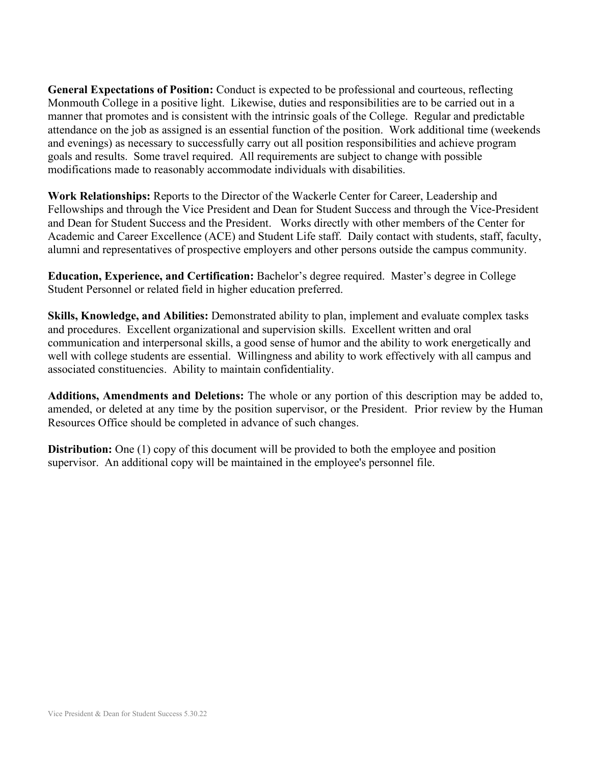**General Expectations of Position:** Conduct is expected to be professional and courteous, reflecting Monmouth College in a positive light. Likewise, duties and responsibilities are to be carried out in a manner that promotes and is consistent with the intrinsic goals of the College. Regular and predictable attendance on the job as assigned is an essential function of the position. Work additional time (weekends and evenings) as necessary to successfully carry out all position responsibilities and achieve program goals and results. Some travel required. All requirements are subject to change with possible modifications made to reasonably accommodate individuals with disabilities.

**Work Relationships:** Reports to the Director of the Wackerle Center for Career, Leadership and Fellowships and through the Vice President and Dean for Student Success and through the Vice-President and Dean for Student Success and the President. Works directly with other members of the Center for Academic and Career Excellence (ACE) and Student Life staff. Daily contact with students, staff, faculty, alumni and representatives of prospective employers and other persons outside the campus community.

**Education, Experience, and Certification:** Bachelor's degree required. Master's degree in College Student Personnel or related field in higher education preferred.

**Skills, Knowledge, and Abilities:** Demonstrated ability to plan, implement and evaluate complex tasks and procedures. Excellent organizational and supervision skills. Excellent written and oral communication and interpersonal skills, a good sense of humor and the ability to work energetically and well with college students are essential. Willingness and ability to work effectively with all campus and associated constituencies. Ability to maintain confidentiality.

**Additions, Amendments and Deletions:** The whole or any portion of this description may be added to, amended, or deleted at any time by the position supervisor, or the President. Prior review by the Human Resources Office should be completed in advance of such changes.

**Distribution:** One (1) copy of this document will be provided to both the employee and position supervisor. An additional copy will be maintained in the employee's personnel file.